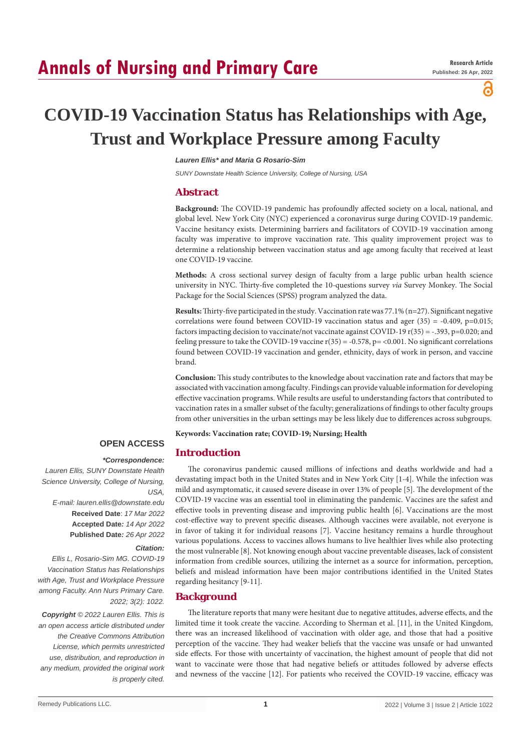# COVID-19 Vaccination Status has Relationships with Age, Trust and Workplace Pressure among Faculty

***Lauren Ellis\* and Maria G Rosario-Sim***

*SUNY Downstate Health Science University, College of Nursing, USA*

## Abstract

**Background:** The COVID-19 pandemic has profoundly affected society on a local, national, and global level. New York City (NYC) experienced a coronavirus surge during COVID-19 pandemic. Vaccine hesitancy exists. Determining barriers and facilitators of COVID-19 vaccination among faculty was imperative to improve vaccination rate. This quality improvement project was to determine a relationship between vaccination status and age among faculty that received at least one COVID-19 vaccine.

**Methods:** A cross sectional survey design of faculty from a large public urban health science university in NYC. Thirty-five completed the 10-questions survey *via* Survey Monkey. The Social Package for the Social Sciences (SPSS) program analyzed the data.

**Results:** Thirty-five participated in the study. Vaccination rate was 77.1% (n=27). Significant negative correlations were found between COVID-19 vaccination status and ager (35) = -0.409, p=0.015; factors impacting decision to vaccinate/not vaccinate against COVID-19 r(35) = -.393, p=0.020; and feeling pressure to take the COVID-19 vaccine r(35) = -0.578, p= <0.001. No significant correlations found between COVID-19 vaccination and gender, ethnicity, days of work in person, and vaccine brand.

**Conclusion:** This study contributes to the knowledge about vaccination rate and factors that may be associated with vaccination among faculty. Findings can provide valuable information for developing effective vaccination programs. While results are useful to understanding factors that contributed to vaccination rates in a smaller subset of the faculty; generalizations of findings to other faculty groups from other universities in the urban settings may be less likely due to differences across subgroups.

**Keywords: Vaccination rate; COVID-19; Nursing; Health**

**OPEN ACCESS**

***\*Correspondence:***

*Lauren Ellis, SUNY Downstate Health Science University, College of Nursing, USA,*

*E-mail: lauren.ellis@downstate.edu*

**Received Date**: *17 Mar 2022*

**Accepted Date***: 14 Apr 2022*

**Published Date***: 26 Apr 2022*

***Citation:***

*Ellis L, Rosario-Sim MG. COVID-19 Vaccination Status has Relationships with Age, Trust and Workplace Pressure among Faculty. Ann Nurs Primary Care. 2022; 3(2): 1022.*

***Copyright** © 2022 Lauren Ellis. This is an open access article distributed under the Creative Commons Attribution License, which permits unrestricted use, distribution, and reproduction in any medium, provided the original work is properly cited.*

## Introduction

The coronavirus pandemic caused millions of infections and deaths worldwide and had a devastating impact both in the United States and in New York City [1-4]. While the infection was mild and asymptomatic, it caused severe disease in over 13% of people [5]. The development of the COVID-19 vaccine was an essential tool in eliminating the pandemic. Vaccines are the safest and effective tools in preventing disease and improving public health [6]. Vaccinations are the most cost-effective way to prevent specific diseases. Although vaccines were available, not everyone is in favor of taking it for individual reasons [7]. Vaccine hesitancy remains a hurdle throughout various populations. Access to vaccines allows humans to live healthier lives while also protecting the most vulnerable [8]. Not knowing enough about vaccine preventable diseases, lack of consistent information from credible sources, utilizing the internet as a source for information, perception, beliefs and mislead information have been major contributions identified in the United States regarding hesitancy [9-11].

## Background

The literature reports that many were hesitant due to negative attitudes, adverse effects, and the limited time it took create the vaccine. According to Sherman et al. [11], in the United Kingdom, there was an increased likelihood of vaccination with older age, and those that had a positive perception of the vaccine. They had weaker beliefs that the vaccine was unsafe or had unwanted side effects. For those with uncertainty of vaccination, the highest amount of people that did not want to vaccinate were those that had negative beliefs or attitudes followed by adverse effects and newness of the vaccine [12]. For patients who received the COVID-19 vaccine, efficacy was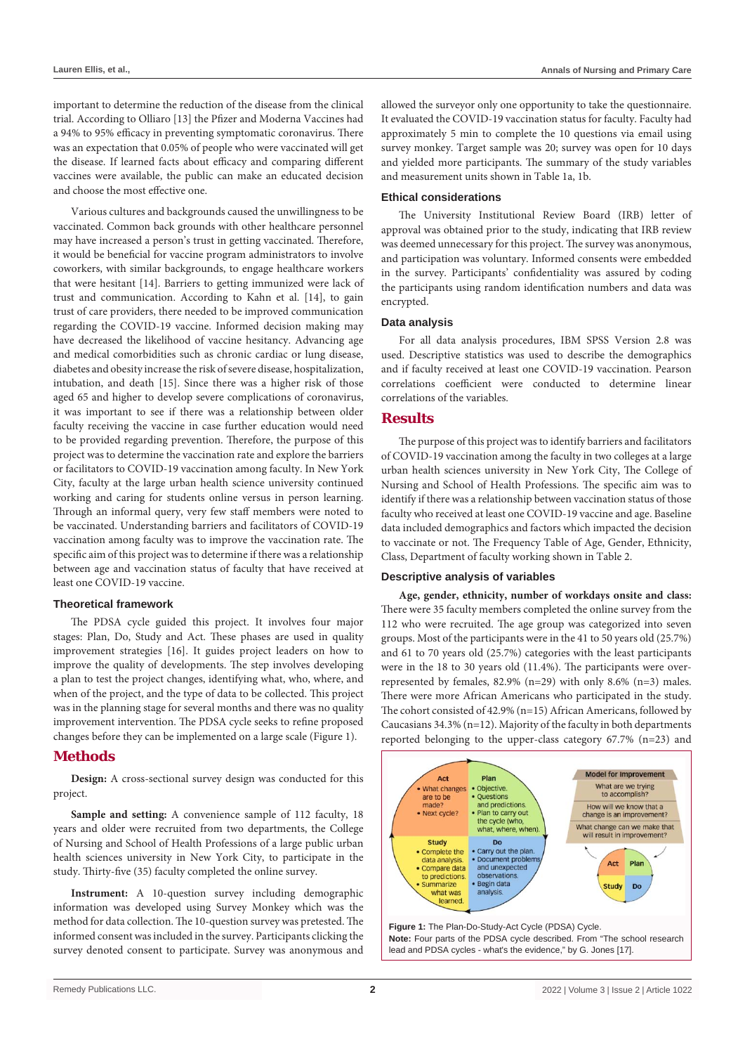important to determine the reduction of the disease from the clinical trial. According to Olliaro [13] the Pfizer and Moderna Vaccines had a 94% to 95% efficacy in preventing symptomatic coronavirus. There was an expectation that 0.05% of people who were vaccinated will get the disease. If learned facts about efficacy and comparing different vaccines were available, the public can make an educated decision and choose the most effective one.

Various cultures and backgrounds caused the unwillingness to be vaccinated. Common back grounds with other healthcare personnel may have increased a person's trust in getting vaccinated. Therefore, it would be beneficial for vaccine program administrators to involve coworkers, with similar backgrounds, to engage healthcare workers that were hesitant [14]. Barriers to getting immunized were lack of trust and communication. According to Kahn et al. [14], to gain trust of care providers, there needed to be improved communication regarding the COVID-19 vaccine. Informed decision making may have decreased the likelihood of vaccine hesitancy. Advancing age and medical comorbidities such as chronic cardiac or lung disease, diabetes and obesity increase the risk of severe disease, hospitalization, intubation, and death [15]. Since there was a higher risk of those aged 65 and higher to develop severe complications of coronavirus, it was important to see if there was a relationship between older faculty receiving the vaccine in case further education would need to be provided regarding prevention. Therefore, the purpose of this project was to determine the vaccination rate and explore the barriers or facilitators to COVID-19 vaccination among faculty. In New York City, faculty at the large urban health science university continued working and caring for students online versus in person learning. Through an informal query, very few staff members were noted to be vaccinated. Understanding barriers and facilitators of COVID-19 vaccination among faculty was to improve the vaccination rate. The specific aim of this project was to determine if there was a relationship between age and vaccination status of faculty that have received at least one COVID-19 vaccine.

### Theoretical framework

The PDSA cycle guided this project. It involves four major stages: Plan, Do, Study and Act. These phases are used in quality improvement strategies [16]. It guides project leaders on how to improve the quality of developments. The step involves developing a plan to test the project changes, identifying what, who, where, and when of the project, and the type of data to be collected. This project was in the planning stage for several months and there was no quality improvement intervention. The PDSA cycle seeks to refine proposed changes before they can be implemented on a large scale (Figure 1).

## Methods

**Design:** A cross-sectional survey design was conducted for this project.

**Sample and setting:** A convenience sample of 112 faculty, 18 years and older were recruited from two departments, the College of Nursing and School of Health Professions of a large public urban health sciences university in New York City, to participate in the study. Thirty-five (35) faculty completed the online survey.

**Instrument:** A 10-question survey including demographic information was developed using Survey Monkey which was the method for data collection. The 10-question survey was pretested. The informed consent was included in the survey. Participants clicking the survey denoted consent to participate. Survey was anonymous and allowed the surveyor only one opportunity to take the questionnaire. It evaluated the COVID-19 vaccination status for faculty. Faculty had approximately 5 min to complete the 10 questions via email using survey monkey. Target sample was 20; survey was open for 10 days and yielded more participants. The summary of the study variables and measurement units shown in Table 1a, 1b.

### Ethical considerations

The University Institutional Review Board (IRB) letter of approval was obtained prior to the study, indicating that IRB review was deemed unnecessary for this project. The survey was anonymous, and participation was voluntary. Informed consents were embedded in the survey. Participants' confidentiality was assured by coding the participants using random identification numbers and data was encrypted.

### Data analysis

For all data analysis procedures, IBM SPSS Version 2.8 was used. Descriptive statistics was used to describe the demographics and if faculty received at least one COVID-19 vaccination. Pearson correlations coefficient were conducted to determine linear correlations of the variables.

## Results

The purpose of this project was to identify barriers and facilitators of COVID-19 vaccination among the faculty in two colleges at a large urban health sciences university in New York City, The College of Nursing and School of Health Professions. The specific aim was to identify if there was a relationship between vaccination status of those faculty who received at least one COVID-19 vaccine and age. Baseline data included demographics and factors which impacted the decision to vaccinate or not. The Frequency Table of Age, Gender, Ethnicity, Class, Department of faculty working shown in Table 2.

### Descriptive analysis of variables

**Age, gender, ethnicity, number of workdays onsite and class:** There were 35 faculty members completed the online survey from the 112 who were recruited. The age group was categorized into seven groups. Most of the participants were in the 41 to 50 years old (25.7%) and 61 to 70 years old (25.7%) categories with the least participants were in the 18 to 30 years old (11.4%). The participants were over-represented by females, 82.9% (n=29) with only 8.6% (n=3) males. There were more African Americans who participated in the study. The cohort consisted of 42.9% (n=15) African Americans, followed by Caucasians 34.3% (n=12). Majority of the faculty in both departments reported belonging to the upper-class category 67.7% (n=23) and

**Figure 1:** The Plan-Do-Study-Act Cycle (PDSA) Cycle.
**Note:** Four parts of the PDSA cycle described. From "The school research lead and PDSA cycles - what's the evidence," by G. Jones [17].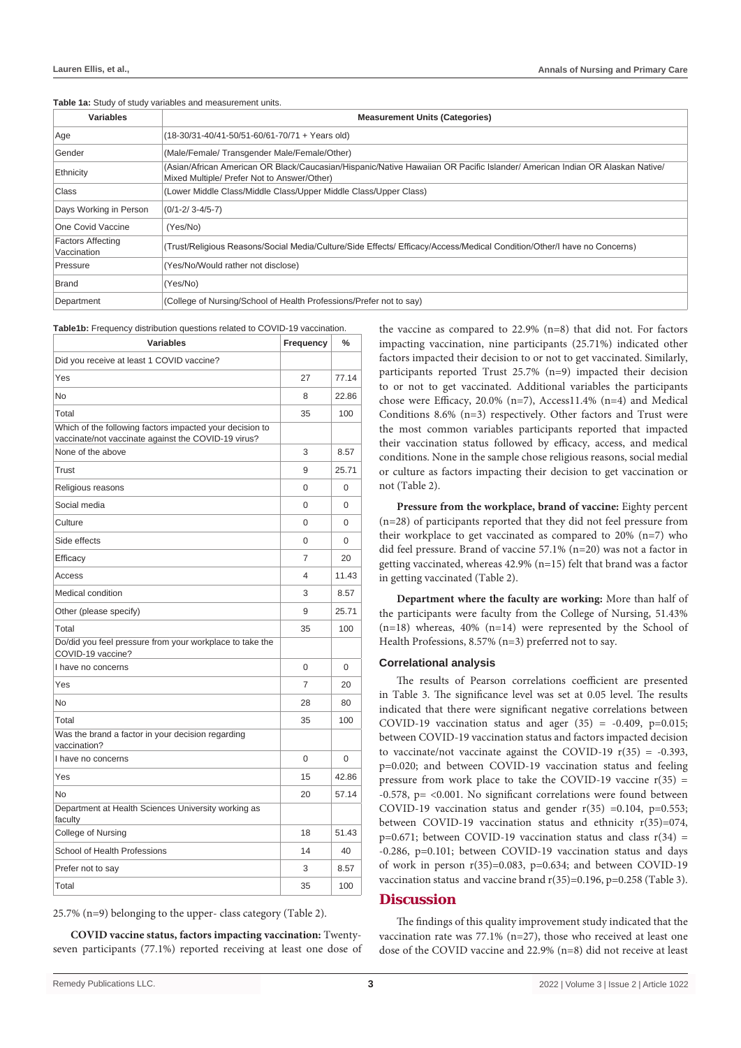**Table 1a:** Study of study variables and measurement units.

| Variables | Measurement Units (Categories) |
|---|---|
| Age | (18-30/31-40/41-50/51-60/61-70/71 + Years old) |
| Gender | (Male/Female/ Transgender Male/Female/Other) |
| Ethnicity | (Asian/African American OR Black/Caucasian/Hispanic/Native Hawaiian OR Pacific Islander/ American Indian OR Alaskan Native/ Mixed Multiple/ Prefer Not to Answer/Other) |
| Class | (Lower Middle Class/Middle Class/Upper Middle Class/Upper Class) |
| Days Working in Person | (0/1-2/ 3-4/5-7) |
| One Covid Vaccine | (Yes/No) |
| Factors Affecting Vaccination | (Trust/Religious Reasons/Social Media/Culture/Side Effects/ Efficacy/Access/Medical Condition/Other/I have no Concerns) |
| Pressure | (Yes/No/Would rather not disclose) |
| Brand | (Yes/No) |
| Department | (College of Nursing/School of Health Professions/Prefer not to say) |

**Table1b:** Frequency distribution questions related to COVID-19 vaccination.

| Variables | Frequency | % |
|---|---|---|
| Did you receive at least 1 COVID vaccine? | | |
| Yes | 27 | 77.14 |
| No | 8 | 22.86 |
| Total | 35 | 100 |
| Which of the following factors impacted your decision to vaccinate/not vaccinate against the COVID-19 virus? | | |
| None of the above | 3 | 8.57 |
| Trust | 9 | 25.71 |
| Religious reasons | 0 | 0 |
| Social media | 0 | 0 |
| Culture | 0 | 0 |
| Side effects | 0 | 0 |
| Efficacy | 7 | 20 |
| Access | 4 | 11.43 |
| Medical condition | 3 | 8.57 |
| Other (please specify) | 9 | 25.71 |
| Total | 35 | 100 |
| Do/did you feel pressure from your workplace to take the COVID-19 vaccine? | | |
| I have no concerns | 0 | 0 |
| Yes | 7 | 20 |
| No | 28 | 80 |
| Total | 35 | 100 |
| Was the brand a factor in your decision regarding vaccination? | | |
| I have no concerns | 0 | 0 |
| Yes | 15 | 42.86 |
| No | 20 | 57.14 |
| Department at Health Sciences University working as faculty | | |
| College of Nursing | 18 | 51.43 |
| School of Health Professions | 14 | 40 |
| Prefer not to say | 3 | 8.57 |
| Total | 35 | 100 |

25.7% (n=9) belonging to the upper- class category (Table 2).

**COVID vaccine status, factors impacting vaccination:** Twenty-seven participants (77.1%) reported receiving at least one dose of the vaccine as compared to 22.9% (n=8) that did not. For factors impacting vaccination, nine participants (25.71%) indicated other factors impacted their decision to or not to get vaccinated. Similarly, participants reported Trust 25.7% (n=9) impacted their decision to or not to get vaccinated. Additional variables the participants chose were Efficacy, 20.0% (n=7), Access11.4% (n=4) and Medical Conditions 8.6% (n=3) respectively. Other factors and Trust were the most common variables participants reported that impacted their vaccination status followed by efficacy, access, and medical conditions. None in the sample chose religious reasons, social medial or culture as factors impacting their decision to get vaccination or not (Table 2).

**Pressure from the workplace, brand of vaccine:** Eighty percent (n=28) of participants reported that they did not feel pressure from their workplace to get vaccinated as compared to 20% (n=7) who did feel pressure. Brand of vaccine 57.1% (n=20) was not a factor in getting vaccinated, whereas 42.9% (n=15) felt that brand was a factor in getting vaccinated (Table 2).

**Department where the faculty are working:** More than half of the participants were faculty from the College of Nursing, 51.43% (n=18) whereas, 40% (n=14) were represented by the School of Health Professions, 8.57% (n=3) preferred not to say.

### Correlational analysis

The results of Pearson correlations coefficient are presented in Table 3. The significance level was set at 0.05 level. The results indicated that there were significant negative correlations between COVID-19 vaccination status and ager $(35) = -0.409$, $p=0.015$; between COVID-19 vaccination status and factors impacted decision to vaccinate/not vaccinate against the COVID-19 $r(35) = -0.393$, $p=0.020$; and between COVID-19 vaccination status and feeling pressure from work place to take the COVID-19 vaccine $r(35) = -0.578$, $p= <0.001$. No significant correlations were found between COVID-19 vaccination status and gender $r(35) =0.104$, $p=0.553$; between COVID-19 vaccination status and ethnicity $r(35)=074$, $p=0.671$; between COVID-19 vaccination status and class $r(34) = -0.286$, $p=0.101$; between COVID-19 vaccination status and days of work in person $r(35)=0.083$, $p=0.634$; and between COVID-19 vaccination status and vaccine brand $r(35)=0.196$, $p=0.258$ (Table 3).

## Discussion

The findings of this quality improvement study indicated that the vaccination rate was 77.1% (n=27), those who received at least one dose of the COVID vaccine and 22.9% (n=8) did not receive at least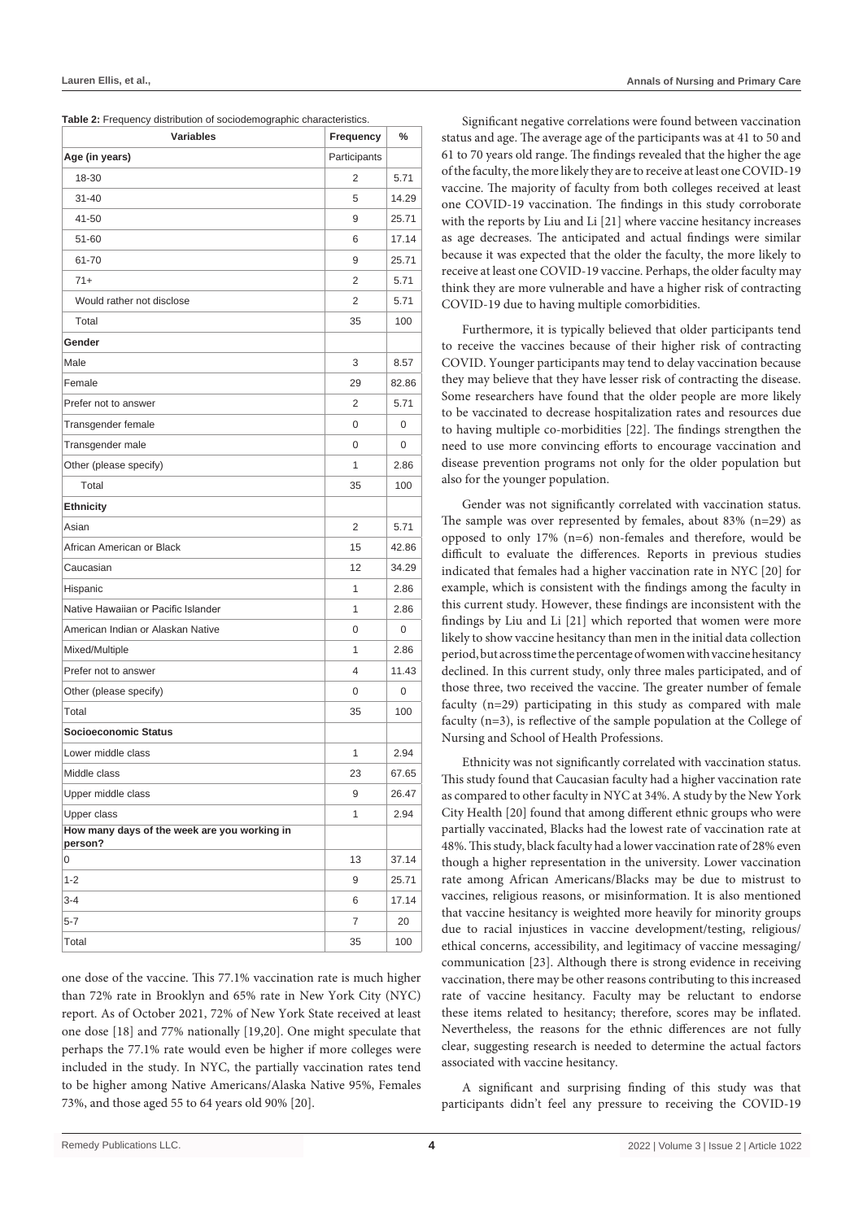**Table 2:** Frequency distribution of sociodemographic characteristics.

| Variables | Frequency | % |
|---|---|---|
| **Age (in years)** | Participants | |
| 18-30 | 2 | 5.71 |
| 31-40 | 5 | 14.29 |
| 41-50 | 9 | 25.71 |
| 51-60 | 6 | 17.14 |
| 61-70 | 9 | 25.71 |
| 71+ | 2 | 5.71 |
| Would rather not disclose | 2 | 5.71 |
| Total | 35 | 100 |
| **Gender** | | |
| Male | 3 | 8.57 |
| Female | 29 | 82.86 |
| Prefer not to answer | 2 | 5.71 |
| Transgender female | 0 | 0 |
| Transgender male | 0 | 0 |
| Other (please specify) | 1 | 2.86 |
| Total | 35 | 100 |
| **Ethnicity** | | |
| Asian | 2 | 5.71 |
| African American or Black | 15 | 42.86 |
| Caucasian | 12 | 34.29 |
| Hispanic | 1 | 2.86 |
| Native Hawaiian or Pacific Islander | 1 | 2.86 |
| American Indian or Alaskan Native | 0 | 0 |
| Mixed/Multiple | 1 | 2.86 |
| Prefer not to answer | 4 | 11.43 |
| Other (please specify) | 0 | 0 |
| Total | 35 | 100 |
| **Socioeconomic Status** | | |
| Lower middle class | 1 | 2.94 |
| Middle class | 23 | 67.65 |
| Upper middle class | 9 | 26.47 |
| Upper class | 1 | 2.94 |
| **How many days of the week are you working in person?** | | |
| 0 | 13 | 37.14 |
| 1-2 | 9 | 25.71 |
| 3-4 | 6 | 17.14 |
| 5-7 | 7 | 20 |
| Total | 35 | 100 |

one dose of the vaccine. This 77.1% vaccination rate is much higher than 72% rate in Brooklyn and 65% rate in New York City (NYC) report. As of October 2021, 72% of New York State received at least one dose [18] and 77% nationally [19,20]. One might speculate that perhaps the 77.1% rate would even be higher if more colleges were included in the study. In NYC, the partially vaccination rates tend to be higher among Native Americans/Alaska Native 95%, Females 73%, and those aged 55 to 64 years old 90% [20].

Significant negative correlations were found between vaccination status and age. The average age of the participants was at 41 to 50 and 61 to 70 years old range. The findings revealed that the higher the age of the faculty, the more likely they are to receive at least one COVID-19 vaccine. The majority of faculty from both colleges received at least one COVID-19 vaccination. The findings in this study corroborate with the reports by Liu and Li [21] where vaccine hesitancy increases as age decreases. The anticipated and actual findings were similar because it was expected that the older the faculty, the more likely to receive at least one COVID-19 vaccine. Perhaps, the older faculty may think they are more vulnerable and have a higher risk of contracting COVID-19 due to having multiple comorbidities.

Furthermore, it is typically believed that older participants tend to receive the vaccines because of their higher risk of contracting COVID. Younger participants may tend to delay vaccination because they may believe that they have lesser risk of contracting the disease. Some researchers have found that the older people are more likely to be vaccinated to decrease hospitalization rates and resources due to having multiple co-morbidities [22]. The findings strengthen the need to use more convincing efforts to encourage vaccination and disease prevention programs not only for the older population but also for the younger population.

Gender was not significantly correlated with vaccination status. The sample was over represented by females, about 83% (n=29) as opposed to only 17% (n=6) non-females and therefore, would be difficult to evaluate the differences. Reports in previous studies indicated that females had a higher vaccination rate in NYC [20] for example, which is consistent with the findings among the faculty in this current study. However, these findings are inconsistent with the findings by Liu and Li [21] which reported that women were more likely to show vaccine hesitancy than men in the initial data collection period, but across time the percentage of women with vaccine hesitancy declined. In this current study, only three males participated, and of those three, two received the vaccine. The greater number of female faculty (n=29) participating in this study as compared with male faculty (n=3), is reflective of the sample population at the College of Nursing and School of Health Professions.

Ethnicity was not significantly correlated with vaccination status. This study found that Caucasian faculty had a higher vaccination rate as compared to other faculty in NYC at 34%. A study by the New York City Health [20] found that among different ethnic groups who were partially vaccinated, Blacks had the lowest rate of vaccination rate at 48%. This study, black faculty had a lower vaccination rate of 28% even though a higher representation in the university. Lower vaccination rate among African Americans/Blacks may be due to mistrust to vaccines, religious reasons, or misinformation. It is also mentioned that vaccine hesitancy is weighted more heavily for minority groups due to racial injustices in vaccine development/testing, religious/ethical concerns, accessibility, and legitimacy of vaccine messaging/communication [23]. Although there is strong evidence in receiving vaccination, there may be other reasons contributing to this increased rate of vaccine hesitancy. Faculty may be reluctant to endorse these items related to hesitancy; therefore, scores may be inflated. Nevertheless, the reasons for the ethnic differences are not fully clear, suggesting research is needed to determine the actual factors associated with vaccine hesitancy.

A significant and surprising finding of this study was that participants didn't feel any pressure to receiving the COVID-19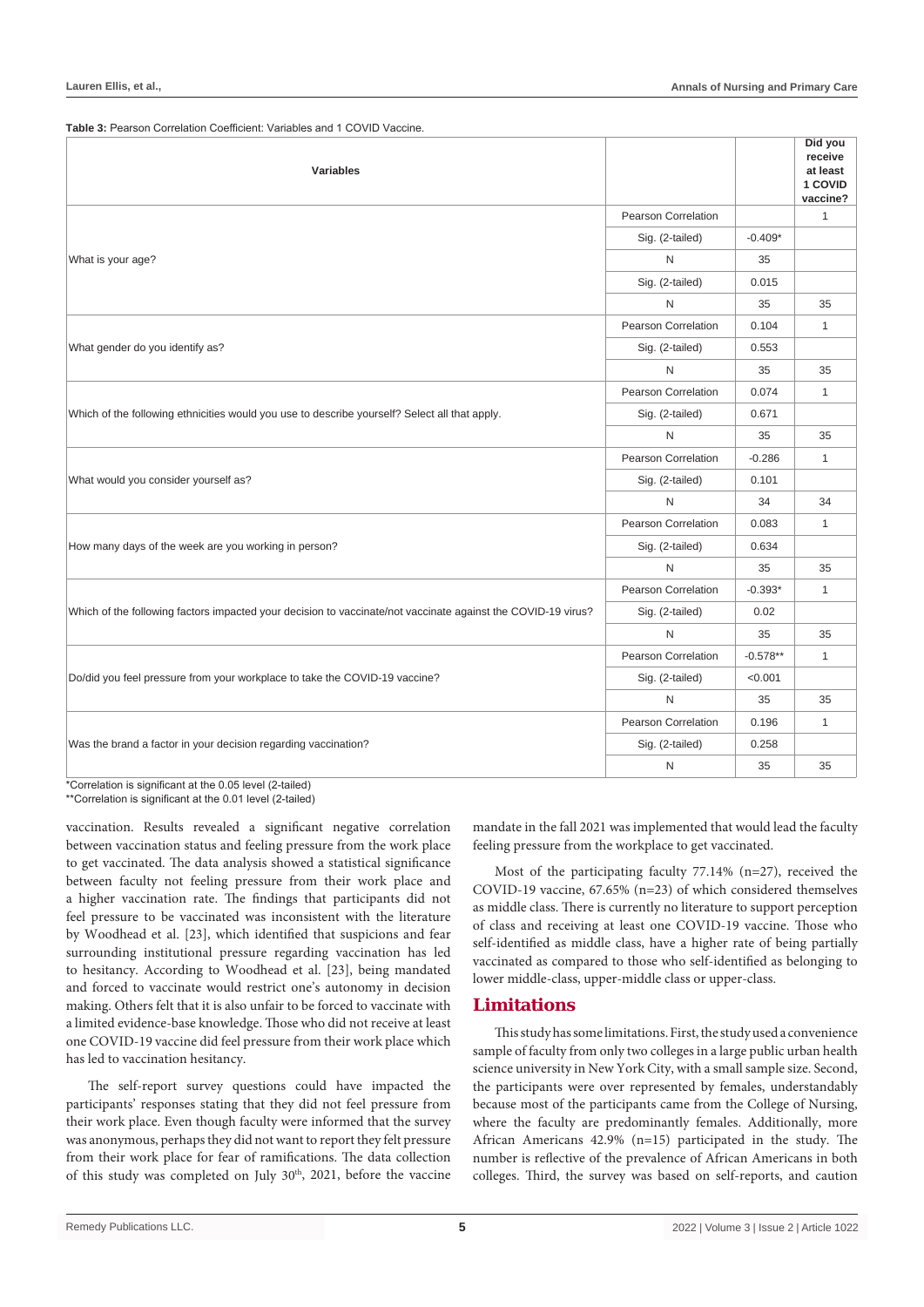**Table 3:** Pearson Correlation Coefficient: Variables and 1 COVID Vaccine.

| Variables | | | Did you receive at least 1 COVID vaccine? |
|---|---|---|---|
| What is your age? | Pearson Correlation | | 1 |
| | Sig. (2-tailed) | -0.409* | |
| | N | 35 | |
| | Sig. (2-tailed) | 0.015 | |
| | N | 35 | 35 |
| What gender do you identify as? | Pearson Correlation | 0.104 | 1 |
| | Sig. (2-tailed) | 0.553 | |
| | N | 35 | 35 |
| Which of the following ethnicities would you use to describe yourself? Select all that apply. | Pearson Correlation | 0.074 | 1 |
| | Sig. (2-tailed) | 0.671 | |
| | N | 35 | 35 |
| What would you consider yourself as? | Pearson Correlation | -0.286 | 1 |
| | Sig. (2-tailed) | 0.101 | |
| | N | 34 | 34 |
| How many days of the week are you working in person? | Pearson Correlation | 0.083 | 1 |
| | Sig. (2-tailed) | 0.634 | |
| | N | 35 | 35 |
| Which of the following factors impacted your decision to vaccinate/not vaccinate against the COVID-19 virus? | Pearson Correlation | -0.393* | 1 |
| | Sig. (2-tailed) | 0.02 | |
| | N | 35 | 35 |
| Do/did you feel pressure from your workplace to take the COVID-19 vaccine? | Pearson Correlation | -0.578** | 1 |
| | Sig. (2-tailed) | <0.001 | |
| | N | 35 | 35 |
| Was the brand a factor in your decision regarding vaccination? | Pearson Correlation | 0.196 | 1 |
| | Sig. (2-tailed) | 0.258 | |
| | N | 35 | 35 |

*Correlation is significant at the 0.05 level (2-tailed)

**Correlation is significant at the 0.01 level (2-tailed)

vaccination. Results revealed a significant negative correlation between vaccination status and feeling pressure from the work place to get vaccinated. The data analysis showed a statistical significance between faculty not feeling pressure from their work place and a higher vaccination rate. The findings that participants did not feel pressure to be vaccinated was inconsistent with the literature by Woodhead et al. [23], which identified that suspicions and fear surrounding institutional pressure regarding vaccination has led to hesitancy. According to Woodhead et al. [23], being mandated and forced to vaccinate would restrict one's autonomy in decision making. Others felt that it is also unfair to be forced to vaccinate with a limited evidence-base knowledge. Those who did not receive at least one COVID-19 vaccine did feel pressure from their work place which has led to vaccination hesitancy.

The self-report survey questions could have impacted the participants' responses stating that they did not feel pressure from their work place. Even though faculty were informed that the survey was anonymous, perhaps they did not want to report they felt pressure from their work place for fear of ramifications. The data collection of this study was completed on July 30th, 2021, before the vaccine mandate in the fall 2021 was implemented that would lead the faculty feeling pressure from the workplace to get vaccinated.

Most of the participating faculty 77.14% (n=27), received the COVID-19 vaccine, 67.65% (n=23) of which considered themselves as middle class. There is currently no literature to support perception of class and receiving at least one COVID-19 vaccine. Those who self-identified as middle class, have a higher rate of being partially vaccinated as compared to those who self-identified as belonging to lower middle-class, upper-middle class or upper-class.

## Limitations

This study has some limitations. First, the study used a convenience sample of faculty from only two colleges in a large public urban health science university in New York City, with a small sample size. Second, the participants were over represented by females, understandably because most of the participants came from the College of Nursing, where the faculty are predominantly females. Additionally, more African Americans 42.9% (n=15) participated in the study. The number is reflective of the prevalence of African Americans in both colleges. Third, the survey was based on self-reports, and caution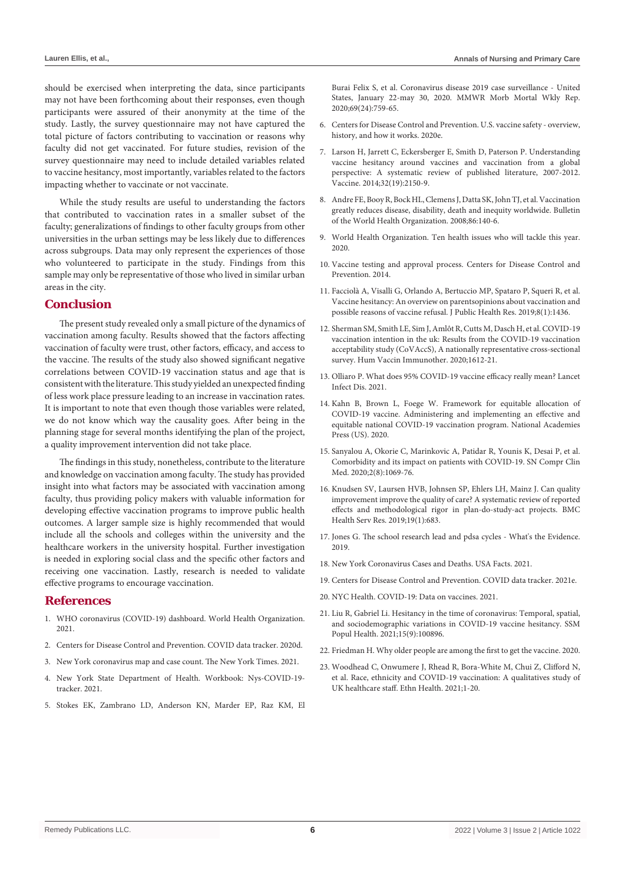should be exercised when interpreting the data, since participants may not have been forthcoming about their responses, even though participants were assured of their anonymity at the time of the study. Lastly, the survey questionnaire may not have captured the total picture of factors contributing to vaccination or reasons why faculty did not get vaccinated. For future studies, revision of the survey questionnaire may need to include detailed variables related to vaccine hesitancy, most importantly, variables related to the factors impacting whether to vaccinate or not vaccinate.

While the study results are useful to understanding the factors that contributed to vaccination rates in a smaller subset of the faculty; generalizations of findings to other faculty groups from other universities in the urban settings may be less likely due to differences across subgroups. Data may only represent the experiences of those who volunteered to participate in the study. Findings from this sample may only be representative of those who lived in similar urban areas in the city.

## Conclusion

The present study revealed only a small picture of the dynamics of vaccination among faculty. Results showed that the factors affecting vaccination of faculty were trust, other factors, efficacy, and access to the vaccine. The results of the study also showed significant negative correlations between COVID-19 vaccination status and age that is consistent with the literature. This study yielded an unexpected finding of less work place pressure leading to an increase in vaccination rates. It is important to note that even though those variables were related, we do not know which way the causality goes. After being in the planning stage for several months identifying the plan of the project, a quality improvement intervention did not take place.

The findings in this study, nonetheless, contribute to the literature and knowledge on vaccination among faculty. The study has provided insight into what factors may be associated with vaccination among faculty, thus providing policy makers with valuable information for developing effective vaccination programs to improve public health outcomes. A larger sample size is highly recommended that would include all the schools and colleges within the university and the healthcare workers in the university hospital. Further investigation is needed in exploring social class and the specific other factors and receiving one vaccination. Lastly, research is needed to validate effective programs to encourage vaccination.

## References

1. WHO coronavirus (COVID-19) dashboard. World Health Organization. 2021.
2. Centers for Disease Control and Prevention. COVID data tracker. 2020d.
3. New York coronavirus map and case count. The New York Times. 2021.
4. New York State Department of Health. Workbook: Nys-COVID-19-tracker. 2021.
5. Stokes EK, Zambrano LD, Anderson KN, Marder EP, Raz KM, El Burai Felix S, et al. Coronavirus disease 2019 case surveillance - United States, January 22-may 30, 2020. MMWR Morb Mortal Wkly Rep. 2020;69(24):759-65.
6. Centers for Disease Control and Prevention. U.S. vaccine safety - overview, history, and how it works. 2020e.
7. Larson H, Jarrett C, Eckersberger E, Smith D, Paterson P. Understanding vaccine hesitancy around vaccines and vaccination from a global perspective: A systematic review of published literature, 2007-2012. Vaccine. 2014;32(19):2150-9.
8. Andre FE, Booy R, Bock HL, Clemens J, Datta SK, John TJ, et al. Vaccination greatly reduces disease, disability, death and inequity worldwide. Bulletin of the World Health Organization. 2008;86:140-6.
9. World Health Organization. Ten health issues who will tackle this year. 2020.
10. Vaccine testing and approval process. Centers for Disease Control and Prevention. 2014.
11. Facciolà A, Visalli G, Orlando A, Bertuccio MP, Spataro P, Squeri R, et al. Vaccine hesitancy: An overview on parentsopinions about vaccination and possible reasons of vaccine refusal. J Public Health Res. 2019;8(1):1436.
12. Sherman SM, Smith LE, Sim J, Amlôt R, Cutts M, Dasch H, et al. COVID-19 vaccination intention in the uk: Results from the COVID-19 vaccination acceptability study (CoVAccS), A nationally representative cross-sectional survey. Hum Vaccin Immunother. 2020;1612-21.
13. Olliaro P. What does 95% COVID-19 vaccine efficacy really mean? Lancet Infect Dis. 2021.
14. Kahn B, Brown L, Foege W. Framework for equitable allocation of COVID-19 vaccine. Administering and implementing an effective and equitable national COVID-19 vaccination program. National Academies Press (US). 2020.
15. Sanyalou A, Okorie C, Marinkovic A, Patidar R, Younis K, Desai P, et al. Comorbidity and its impact on patients with COVID-19. SN Compr Clin Med. 2020;2(8):1069-76.
16. Knudsen SV, Laursen HVB, Johnsen SP, Ehlers LH, Mainz J. Can quality improvement improve the quality of care? A systematic review of reported effects and methodological rigor in plan-do-study-act projects. BMC Health Serv Res. 2019;19(1):683.
17. Jones G. The school research lead and pdsa cycles - What's the Evidence. 2019.
18. New York Coronavirus Cases and Deaths. USA Facts. 2021.
19. Centers for Disease Control and Prevention. COVID data tracker. 2021e.
20. NYC Health. COVID-19: Data on vaccines. 2021.
21. Liu R, Gabriel Li. Hesitancy in the time of coronavirus: Temporal, spatial, and sociodemographic variations in COVID-19 vaccine hesitancy. SSM Popul Health. 2021;15(9):100896.
22. Friedman H. Why older people are among the first to get the vaccine. 2020.
23. Woodhead C, Onwumere J, Rhead R, Bora-White M, Chui Z, Clifford N, et al. Race, ethnicity and COVID-19 vaccination: A qualitatives study of UK healthcare staff. Ethn Health. 2021;1-20.